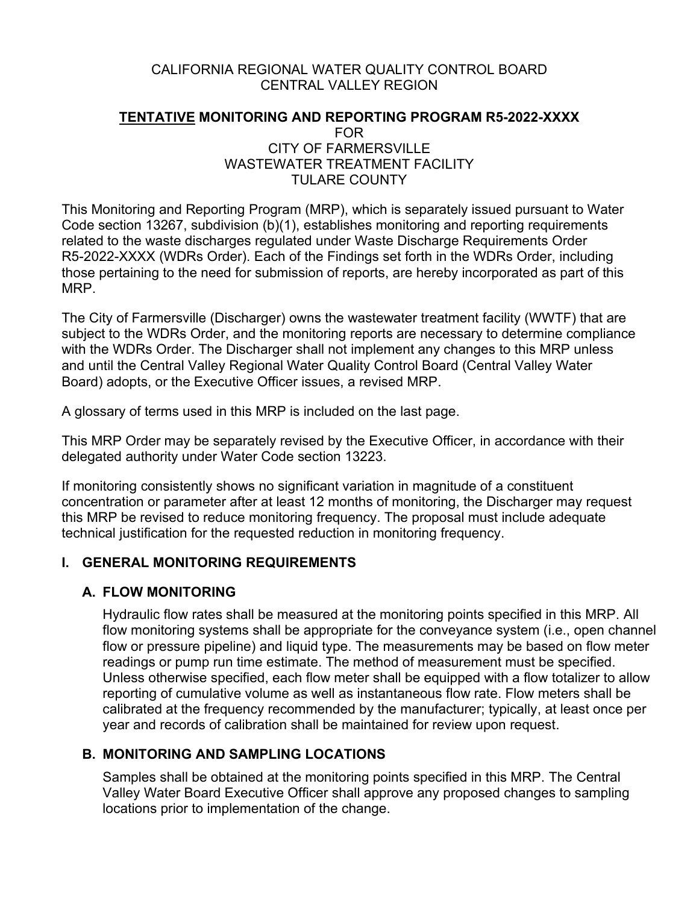CALIFORNIA REGIONAL WATER QUALITY CONTROL BOARD
CENTRAL VALLEY REGION

# <u>TENTATIVE</u> MONITORING AND REPORTING PROGRAM R5-2022-XXXX

FOR
CITY OF FARMERSVILLE
WASTEWATER TREATMENT FACILITY
TULARE COUNTY

This Monitoring and Reporting Program (MRP), which is separately issued pursuant to Water Code section 13267, subdivision (b)(1), establishes monitoring and reporting requirements related to the waste discharges regulated under Waste Discharge Requirements Order R5-2022-XXXX (WDRs Order). Each of the Findings set forth in the WDRs Order, including those pertaining to the need for submission of reports, are hereby incorporated as part of this MRP.

The City of Farmersville (Discharger) owns the wastewater treatment facility (WWTF) that are subject to the WDRs Order, and the monitoring reports are necessary to determine compliance with the WDRs Order. The Discharger shall not implement any changes to this MRP unless and until the Central Valley Regional Water Quality Control Board (Central Valley Water Board) adopts, or the Executive Officer issues, a revised MRP.

A glossary of terms used in this MRP is included on the last page.

This MRP Order may be separately revised by the Executive Officer, in accordance with their delegated authority under Water Code section 13223.

If monitoring consistently shows no significant variation in magnitude of a constituent concentration or parameter after at least 12 months of monitoring, the Discharger may request this MRP be revised to reduce monitoring frequency. The proposal must include adequate technical justification for the requested reduction in monitoring frequency.

## I. GENERAL MONITORING REQUIREMENTS

### A. FLOW MONITORING

Hydraulic flow rates shall be measured at the monitoring points specified in this MRP. All flow monitoring systems shall be appropriate for the conveyance system (i.e., open channel flow or pressure pipeline) and liquid type. The measurements may be based on flow meter readings or pump run time estimate. The method of measurement must be specified. Unless otherwise specified, each flow meter shall be equipped with a flow totalizer to allow reporting of cumulative volume as well as instantaneous flow rate. Flow meters shall be calibrated at the frequency recommended by the manufacturer; typically, at least once per year and records of calibration shall be maintained for review upon request.

### B. MONITORING AND SAMPLING LOCATIONS

Samples shall be obtained at the monitoring points specified in this MRP. The Central Valley Water Board Executive Officer shall approve any proposed changes to sampling locations prior to implementation of the change.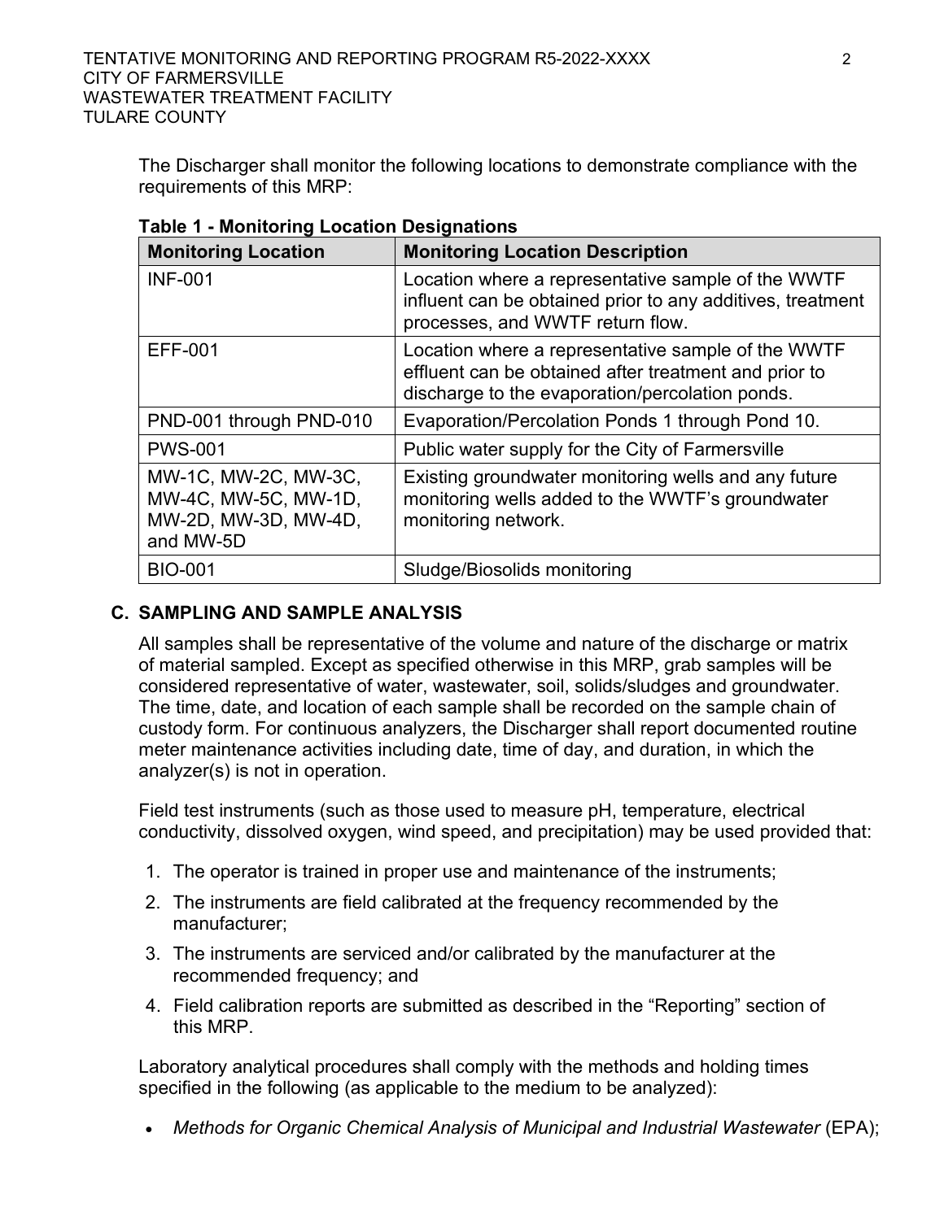The Discharger shall monitor the following locations to demonstrate compliance with the requirements of this MRP:

**Table 1 - Monitoring Location Designations**

| Monitoring Location | Monitoring Location Description |
|---|---|
| INF-001 | Location where a representative sample of the WWTF influent can be obtained prior to any additives, treatment processes, and WWTF return flow. |
| EFF-001 | Location where a representative sample of the WWTF effluent can be obtained after treatment and prior to discharge to the evaporation/percolation ponds. |
| PND-001 through PND-010 | Evaporation/Percolation Ponds 1 through Pond 10. |
| PWS-001 | Public water supply for the City of Farmersville |
| MW-1C, MW-2C, MW-3C, MW-4C, MW-5C, MW-1D, MW-2D, MW-3D, MW-4D, and MW-5D | Existing groundwater monitoring wells and any future monitoring wells added to the WWTF's groundwater monitoring network. |
| BIO-001 | Sludge/Biosolids monitoring |

## C. SAMPLING AND SAMPLE ANALYSIS

All samples shall be representative of the volume and nature of the discharge or matrix of material sampled. Except as specified otherwise in this MRP, grab samples will be considered representative of water, wastewater, soil, solids/sludges and groundwater. The time, date, and location of each sample shall be recorded on the sample chain of custody form. For continuous analyzers, the Discharger shall report documented routine meter maintenance activities including date, time of day, and duration, in which the analyzer(s) is not in operation.

Field test instruments (such as those used to measure pH, temperature, electrical conductivity, dissolved oxygen, wind speed, and precipitation) may be used provided that:

1. The operator is trained in proper use and maintenance of the instruments;
2. The instruments are field calibrated at the frequency recommended by the manufacturer;
3. The instruments are serviced and/or calibrated by the manufacturer at the recommended frequency; and
4. Field calibration reports are submitted as described in the "Reporting" section of this MRP.

Laboratory analytical procedures shall comply with the methods and holding times specified in the following (as applicable to the medium to be analyzed):

- *Methods for Organic Chemical Analysis of Municipal and Industrial Wastewater* (EPA);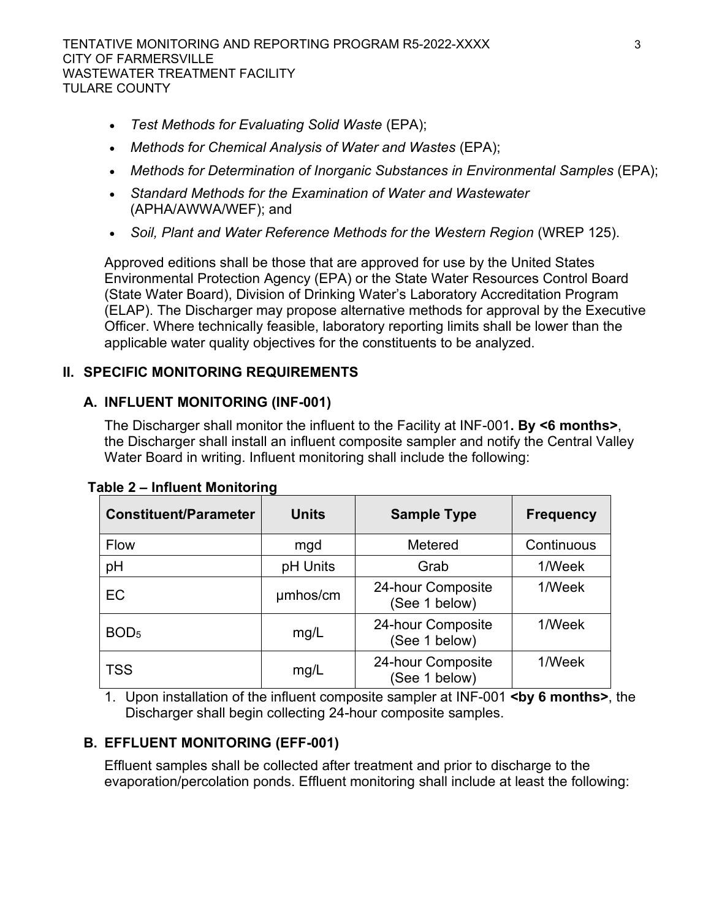- *Test Methods for Evaluating Solid Waste* (EPA);
- *Methods for Chemical Analysis of Water and Wastes* (EPA);
- *Methods for Determination of Inorganic Substances in Environmental Samples* (EPA);
- *Standard Methods for the Examination of Water and Wastewater* (APHA/AWWA/WEF); and
- *Soil, Plant and Water Reference Methods for the Western Region* (WREP 125).

Approved editions shall be those that are approved for use by the United States Environmental Protection Agency (EPA) or the State Water Resources Control Board (State Water Board), Division of Drinking Water's Laboratory Accreditation Program (ELAP). The Discharger may propose alternative methods for approval by the Executive Officer. Where technically feasible, laboratory reporting limits shall be lower than the applicable water quality objectives for the constituents to be analyzed.

## II. SPECIFIC MONITORING REQUIREMENTS

### A. INFLUENT MONITORING (INF-001)

The Discharger shall monitor the influent to the Facility at INF-001**. By <6 months>**, the Discharger shall install an influent composite sampler and notify the Central Valley Water Board in writing. Influent monitoring shall include the following:

**Table 2 – Influent Monitoring**

| Constituent/Parameter | Units | Sample Type | Frequency |
|---|---|---|---|
| Flow | mgd | Metered | Continuous |
| pH | pH Units | Grab | 1/Week |
| EC | µmhos/cm | 24-hour Composite (See 1 below) | 1/Week |
| $BOD_5$ | mg/L | 24-hour Composite (See 1 below) | 1/Week |
| TSS | mg/L | 24-hour Composite (See 1 below) | 1/Week |

1. Upon installation of the influent composite sampler at INF-001 **<by 6 months>**, the Discharger shall begin collecting 24-hour composite samples.

### B. EFFLUENT MONITORING (EFF-001)

Effluent samples shall be collected after treatment and prior to discharge to the evaporation/percolation ponds. Effluent monitoring shall include at least the following: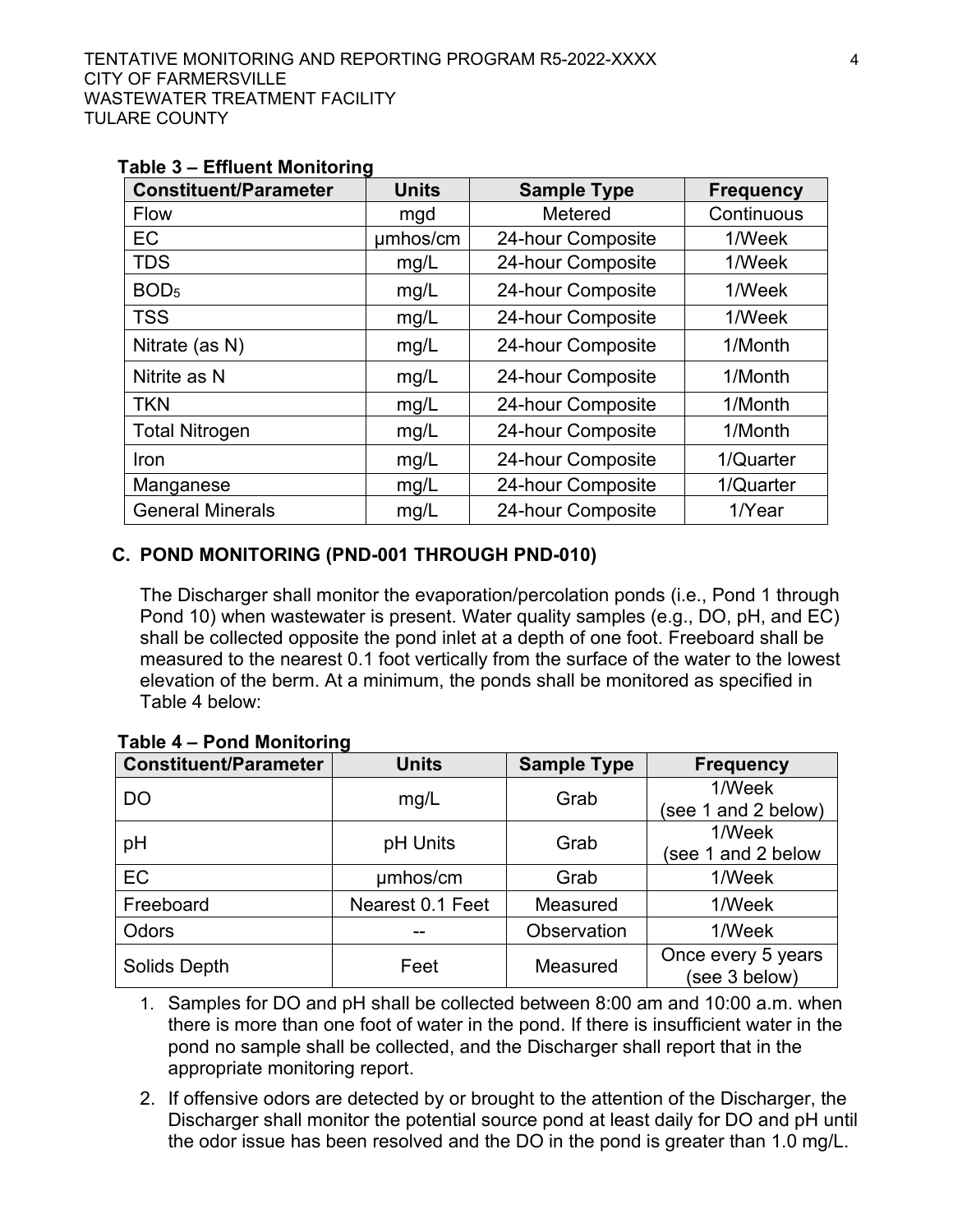**Table 3 – Effluent Monitoring**

| Constituent/Parameter | Units | Sample Type | Frequency |
|---|---|---|---|
| Flow | mgd | Metered | Continuous |
| EC | μmhos/cm | 24-hour Composite | 1/Week |
| TDS | mg/L | 24-hour Composite | 1/Week |
| $BOD_5$ | mg/L | 24-hour Composite | 1/Week |
| TSS | mg/L | 24-hour Composite | 1/Week |
| Nitrate (as N) | mg/L | 24-hour Composite | 1/Month |
| Nitrite as N | mg/L | 24-hour Composite | 1/Month |
| TKN | mg/L | 24-hour Composite | 1/Month |
| Total Nitrogen | mg/L | 24-hour Composite | 1/Month |
| Iron | mg/L | 24-hour Composite | 1/Quarter |
| Manganese | mg/L | 24-hour Composite | 1/Quarter |
| General Minerals | mg/L | 24-hour Composite | 1/Year |

## C. POND MONITORING (PND-001 THROUGH PND-010)

The Discharger shall monitor the evaporation/percolation ponds (i.e., Pond 1 through Pond 10) when wastewater is present. Water quality samples (e.g., DO, pH, and EC) shall be collected opposite the pond inlet at a depth of one foot. Freeboard shall be measured to the nearest 0.1 foot vertically from the surface of the water to the lowest elevation of the berm. At a minimum, the ponds shall be monitored as specified in Table 4 below:

**Table 4 – Pond Monitoring**

| Constituent/Parameter | Units | Sample Type | Frequency |
|---|---|---|---|
| DO | mg/L | Grab | 1/Week (see 1 and 2 below) |
| pH | pH Units | Grab | 1/Week (see 1 and 2 below |
| EC | μmhos/cm | Grab | 1/Week |
| Freeboard | Nearest 0.1 Feet | Measured | 1/Week |
| Odors | -- | Observation | 1/Week |
| Solids Depth | Feet | Measured | Once every 5 years (see 3 below) |

1. Samples for DO and pH shall be collected between 8:00 am and 10:00 a.m. when there is more than one foot of water in the pond. If there is insufficient water in the pond no sample shall be collected, and the Discharger shall report that in the appropriate monitoring report.
2. If offensive odors are detected by or brought to the attention of the Discharger, the Discharger shall monitor the potential source pond at least daily for DO and pH until the odor issue has been resolved and the DO in the pond is greater than 1.0 mg/L.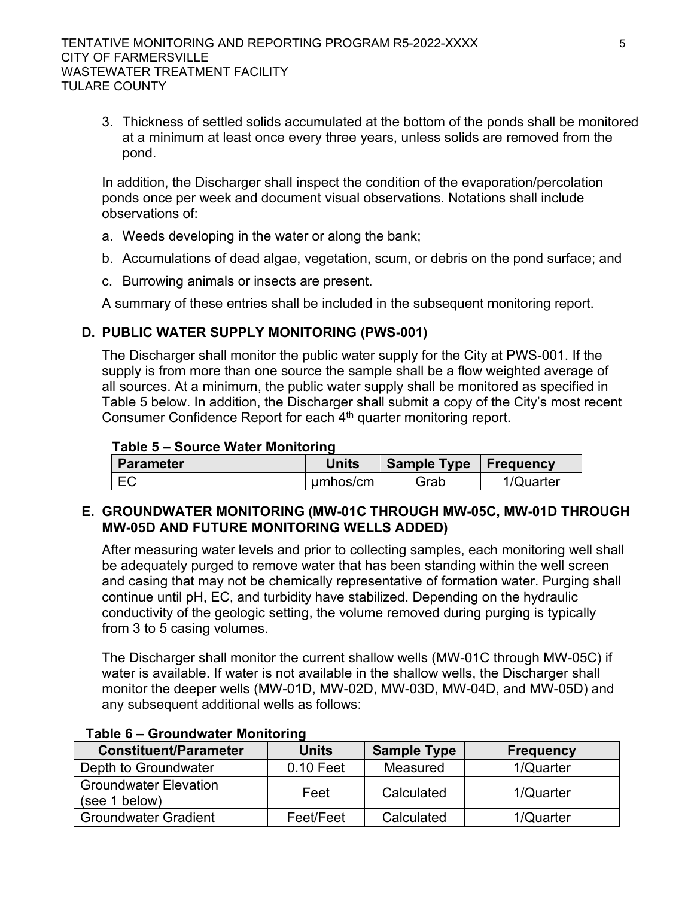3. Thickness of settled solids accumulated at the bottom of the ponds shall be monitored at a minimum at least once every three years, unless solids are removed from the pond.

In addition, the Discharger shall inspect the condition of the evaporation/percolation ponds once per week and document visual observations. Notations shall include observations of:

a. Weeds developing in the water or along the bank;

b. Accumulations of dead algae, vegetation, scum, or debris on the pond surface; and

c. Burrowing animals or insects are present.

A summary of these entries shall be included in the subsequent monitoring report.

## D. PUBLIC WATER SUPPLY MONITORING (PWS-001)

The Discharger shall monitor the public water supply for the City at PWS-001. If the supply is from more than one source the sample shall be a flow weighted average of all sources. At a minimum, the public water supply shall be monitored as specified in Table 5 below. In addition, the Discharger shall submit a copy of the City's most recent Consumer Confidence Report for each 4th quarter monitoring report.

**Table 5 – Source Water Monitoring**

| Parameter | Units | Sample Type | Frequency |
|---|---|---|---|
| EC | μmhos/cm | Grab | 1/Quarter |

## E. GROUNDWATER MONITORING (MW-01C THROUGH MW-05C, MW-01D THROUGH MW-05D AND FUTURE MONITORING WELLS ADDED)

After measuring water levels and prior to collecting samples, each monitoring well shall be adequately purged to remove water that has been standing within the well screen and casing that may not be chemically representative of formation water. Purging shall continue until pH, EC, and turbidity have stabilized. Depending on the hydraulic conductivity of the geologic setting, the volume removed during purging is typically from 3 to 5 casing volumes.

The Discharger shall monitor the current shallow wells (MW-01C through MW-05C) if water is available. If water is not available in the shallow wells, the Discharger shall monitor the deeper wells (MW-01D, MW-02D, MW-03D, MW-04D, and MW-05D) and any subsequent additional wells as follows:

**Table 6 – Groundwater Monitoring**

| Constituent/Parameter | Units | Sample Type | Frequency |
|---|---|---|---|
| Depth to Groundwater | 0.10 Feet | Measured | 1/Quarter |
| Groundwater Elevation (see 1 below) | Feet | Calculated | 1/Quarter |
| Groundwater Gradient | Feet/Feet | Calculated | 1/Quarter |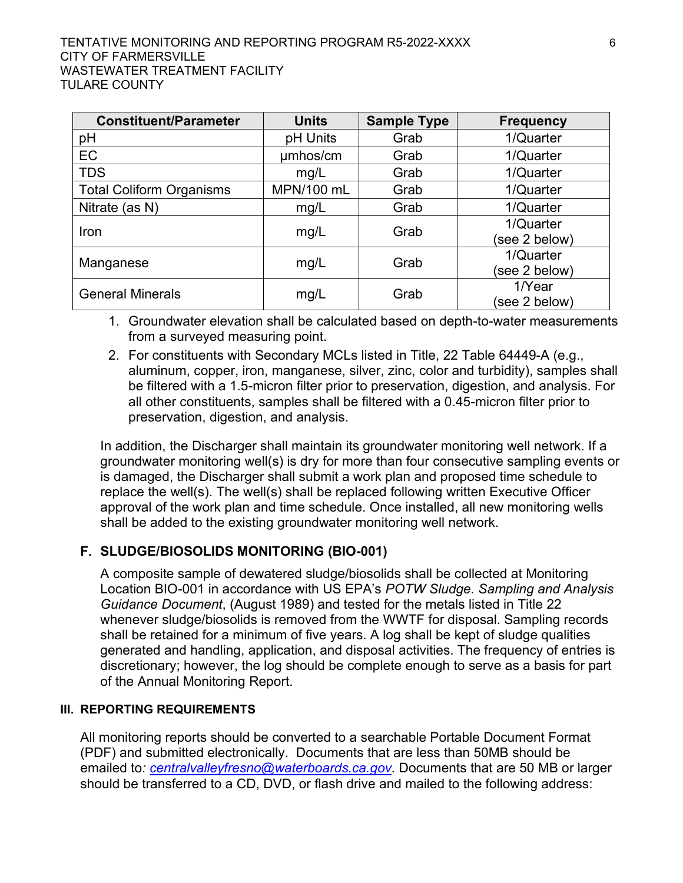| Constituent/Parameter | Units | Sample Type | Frequency |
|---|---|---|---|
| pH | pH Units | Grab | 1/Quarter |
| EC | µmhos/cm | Grab | 1/Quarter |
| TDS | mg/L | Grab | 1/Quarter |
| Total Coliform Organisms | MPN/100 mL | Grab | 1/Quarter |
| Nitrate (as N) | mg/L | Grab | 1/Quarter |
| Iron | mg/L | Grab | 1/Quarter (see 2 below) |
| Manganese | mg/L | Grab | 1/Quarter (see 2 below) |
| General Minerals | mg/L | Grab | 1/Year (see 2 below) |

1. Groundwater elevation shall be calculated based on depth-to-water measurements from a surveyed measuring point.
2. For constituents with Secondary MCLs listed in Title, 22 Table 64449-A (e.g., aluminum, copper, iron, manganese, silver, zinc, color and turbidity), samples shall be filtered with a 1.5-micron filter prior to preservation, digestion, and analysis. For all other constituents, samples shall be filtered with a 0.45-micron filter prior to preservation, digestion, and analysis.

In addition, the Discharger shall maintain its groundwater monitoring well network. If a groundwater monitoring well(s) is dry for more than four consecutive sampling events or is damaged, the Discharger shall submit a work plan and proposed time schedule to replace the well(s). The well(s) shall be replaced following written Executive Officer approval of the work plan and time schedule. Once installed, all new monitoring wells shall be added to the existing groundwater monitoring well network.

### F. SLUDGE/BIOSOLIDS MONITORING (BIO-001)

A composite sample of dewatered sludge/biosolids shall be collected at Monitoring Location BIO-001 in accordance with US EPA's *POTW Sludge. Sampling and Analysis Guidance Document*, (August 1989) and tested for the metals listed in Title 22 whenever sludge/biosolids is removed from the WWTF for disposal. Sampling records shall be retained for a minimum of five years. A log shall be kept of sludge qualities generated and handling, application, and disposal activities. The frequency of entries is discretionary; however, the log should be complete enough to serve as a basis for part of the Annual Monitoring Report.

## III. REPORTING REQUIREMENTS

All monitoring reports should be converted to a searchable Portable Document Format (PDF) and submitted electronically. Documents that are less than 50MB should be emailed to*:* *centralvalleyfresno@waterboards.ca.gov*. Documents that are 50 MB or larger should be transferred to a CD, DVD, or flash drive and mailed to the following address: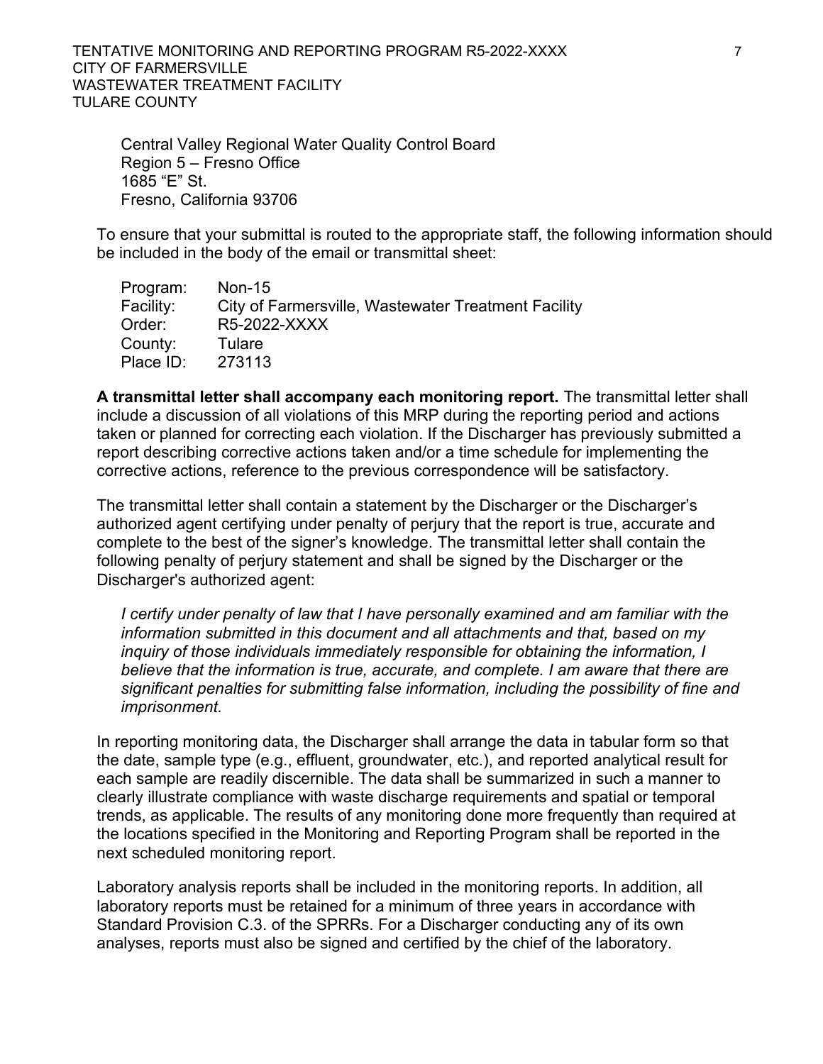Central Valley Regional Water Quality Control Board
Region 5 – Fresno Office
1685 "E" St.
Fresno, California 93706

To ensure that your submittal is routed to the appropriate staff, the following information should be included in the body of the email or transmittal sheet:

Program: Non-15
Facility: City of Farmersville, Wastewater Treatment Facility
Order: R5-2022-XXXX
County: Tulare
Place ID: 273113

**A transmittal letter shall accompany each monitoring report.** The transmittal letter shall include a discussion of all violations of this MRP during the reporting period and actions taken or planned for correcting each violation. If the Discharger has previously submitted a report describing corrective actions taken and/or a time schedule for implementing the corrective actions, reference to the previous correspondence will be satisfactory.

The transmittal letter shall contain a statement by the Discharger or the Discharger's authorized agent certifying under penalty of perjury that the report is true, accurate and complete to the best of the signer's knowledge. The transmittal letter shall contain the following penalty of perjury statement and shall be signed by the Discharger or the Discharger's authorized agent:

*I certify under penalty of law that I have personally examined and am familiar with the information submitted in this document and all attachments and that, based on my inquiry of those individuals immediately responsible for obtaining the information, I believe that the information is true, accurate, and complete. I am aware that there are significant penalties for submitting false information, including the possibility of fine and imprisonment.*

In reporting monitoring data, the Discharger shall arrange the data in tabular form so that the date, sample type (e.g., effluent, groundwater, etc.), and reported analytical result for each sample are readily discernible. The data shall be summarized in such a manner to clearly illustrate compliance with waste discharge requirements and spatial or temporal trends, as applicable. The results of any monitoring done more frequently than required at the locations specified in the Monitoring and Reporting Program shall be reported in the next scheduled monitoring report.

Laboratory analysis reports shall be included in the monitoring reports. In addition, all laboratory reports must be retained for a minimum of three years in accordance with Standard Provision C.3. of the SPRRs. For a Discharger conducting any of its own analyses, reports must also be signed and certified by the chief of the laboratory.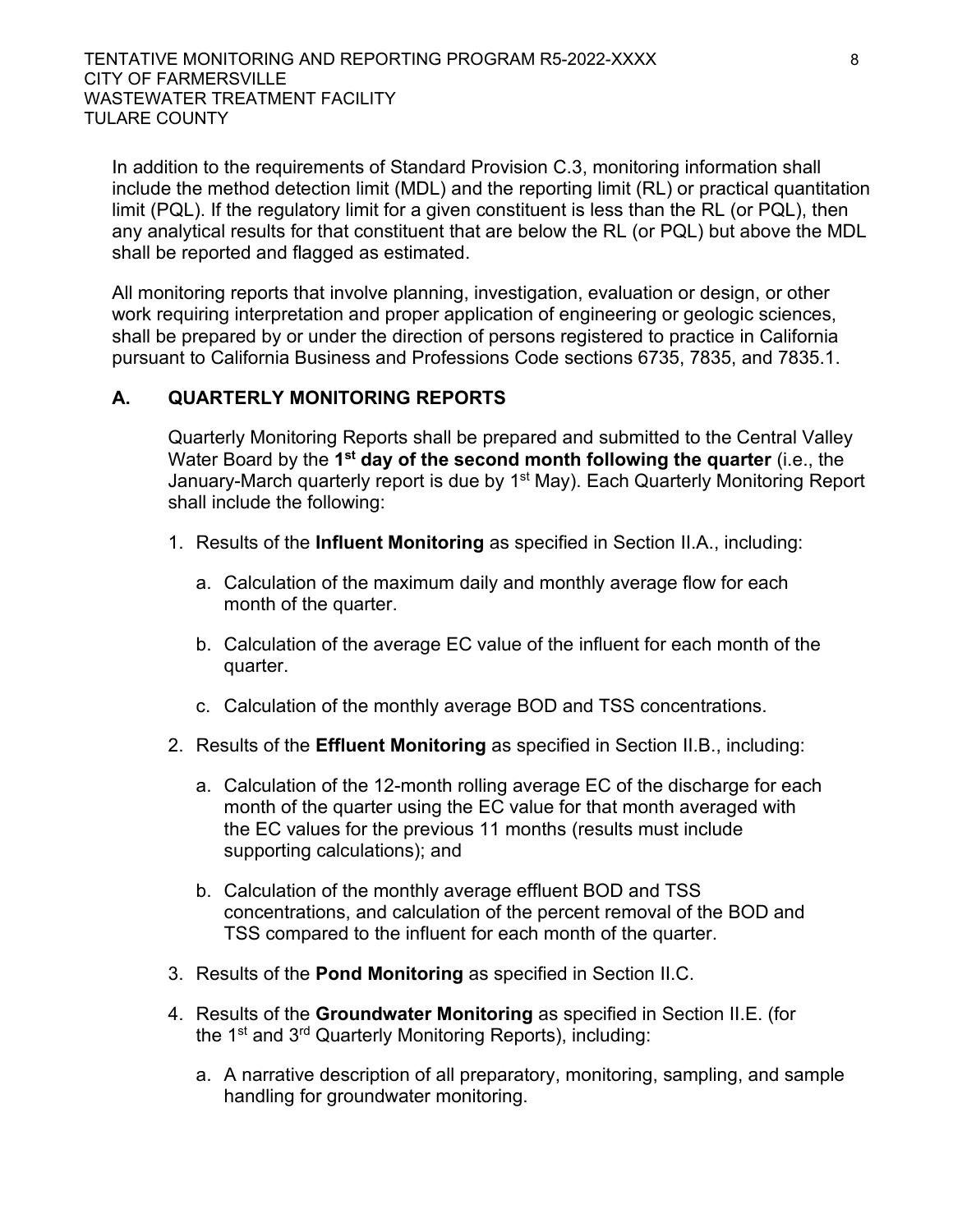In addition to the requirements of Standard Provision C.3, monitoring information shall include the method detection limit (MDL) and the reporting limit (RL) or practical quantitation limit (PQL). If the regulatory limit for a given constituent is less than the RL (or PQL), then any analytical results for that constituent that are below the RL (or PQL) but above the MDL shall be reported and flagged as estimated.

All monitoring reports that involve planning, investigation, evaluation or design, or other work requiring interpretation and proper application of engineering or geologic sciences, shall be prepared by or under the direction of persons registered to practice in California pursuant to California Business and Professions Code sections 6735, 7835, and 7835.1.

## A. QUARTERLY MONITORING REPORTS

Quarterly Monitoring Reports shall be prepared and submitted to the Central Valley Water Board by the **1st day of the second month following the quarter** (i.e., the January-March quarterly report is due by 1st May). Each Quarterly Monitoring Report shall include the following:

1. Results of the **Influent Monitoring** as specified in Section II.A., including:
   a. Calculation of the maximum daily and monthly average flow for each month of the quarter.
   b. Calculation of the average EC value of the influent for each month of the quarter.
   c. Calculation of the monthly average BOD and TSS concentrations.
2. Results of the **Effluent Monitoring** as specified in Section II.B., including:
   a. Calculation of the 12-month rolling average EC of the discharge for each month of the quarter using the EC value for that month averaged with the EC values for the previous 11 months (results must include supporting calculations); and
   b. Calculation of the monthly average effluent BOD and TSS concentrations, and calculation of the percent removal of the BOD and TSS compared to the influent for each month of the quarter.
3. Results of the **Pond Monitoring** as specified in Section II.C.
4. Results of the **Groundwater Monitoring** as specified in Section II.E. (for the 1st and 3rd Quarterly Monitoring Reports), including:
   a. A narrative description of all preparatory, monitoring, sampling, and sample handling for groundwater monitoring.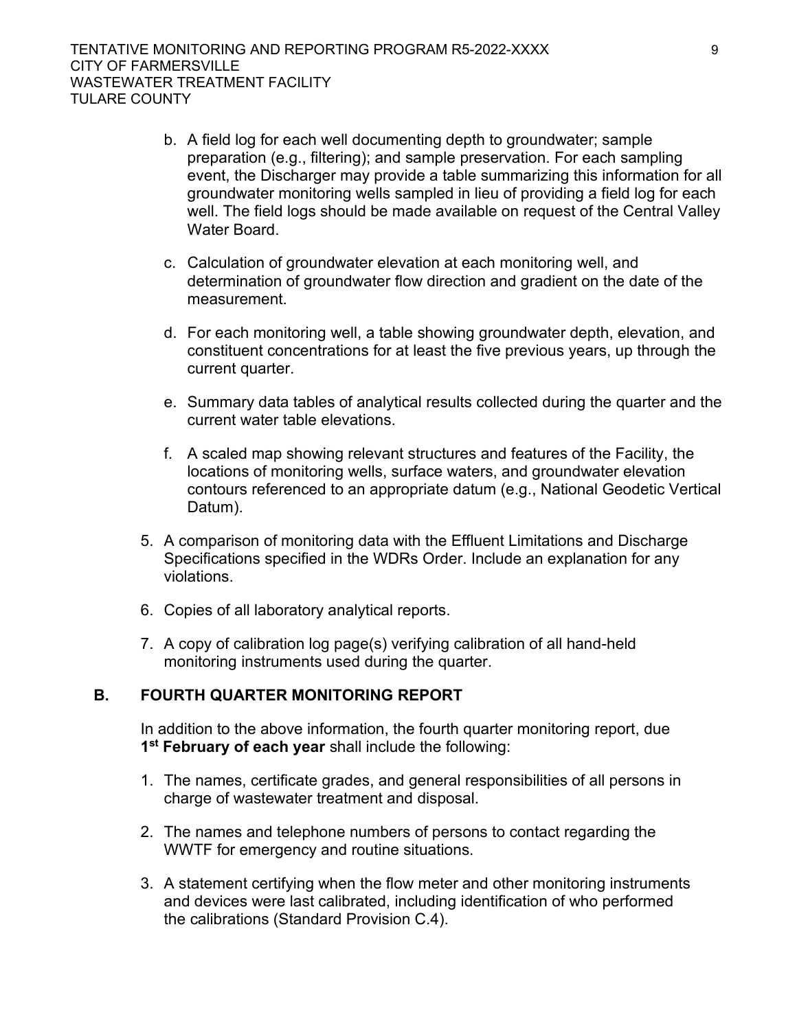b. A field log for each well documenting depth to groundwater; sample preparation (e.g., filtering); and sample preservation. For each sampling event, the Discharger may provide a table summarizing this information for all groundwater monitoring wells sampled in lieu of providing a field log for each well. The field logs should be made available on request of the Central Valley Water Board.

c. Calculation of groundwater elevation at each monitoring well, and determination of groundwater flow direction and gradient on the date of the measurement.

d. For each monitoring well, a table showing groundwater depth, elevation, and constituent concentrations for at least the five previous years, up through the current quarter.

e. Summary data tables of analytical results collected during the quarter and the current water table elevations.

f. A scaled map showing relevant structures and features of the Facility, the locations of monitoring wells, surface waters, and groundwater elevation contours referenced to an appropriate datum (e.g., National Geodetic Vertical Datum).

5. A comparison of monitoring data with the Effluent Limitations and Discharge Specifications specified in the WDRs Order. Include an explanation for any violations.

6. Copies of all laboratory analytical reports.

7. A copy of calibration log page(s) verifying calibration of all hand-held monitoring instruments used during the quarter.

## B. FOURTH QUARTER MONITORING REPORT

In addition to the above information, the fourth quarter monitoring report, due **1st February of each year** shall include the following:

1. The names, certificate grades, and general responsibilities of all persons in charge of wastewater treatment and disposal.

2. The names and telephone numbers of persons to contact regarding the WWTF for emergency and routine situations.

3. A statement certifying when the flow meter and other monitoring instruments and devices were last calibrated, including identification of who performed the calibrations (Standard Provision C.4).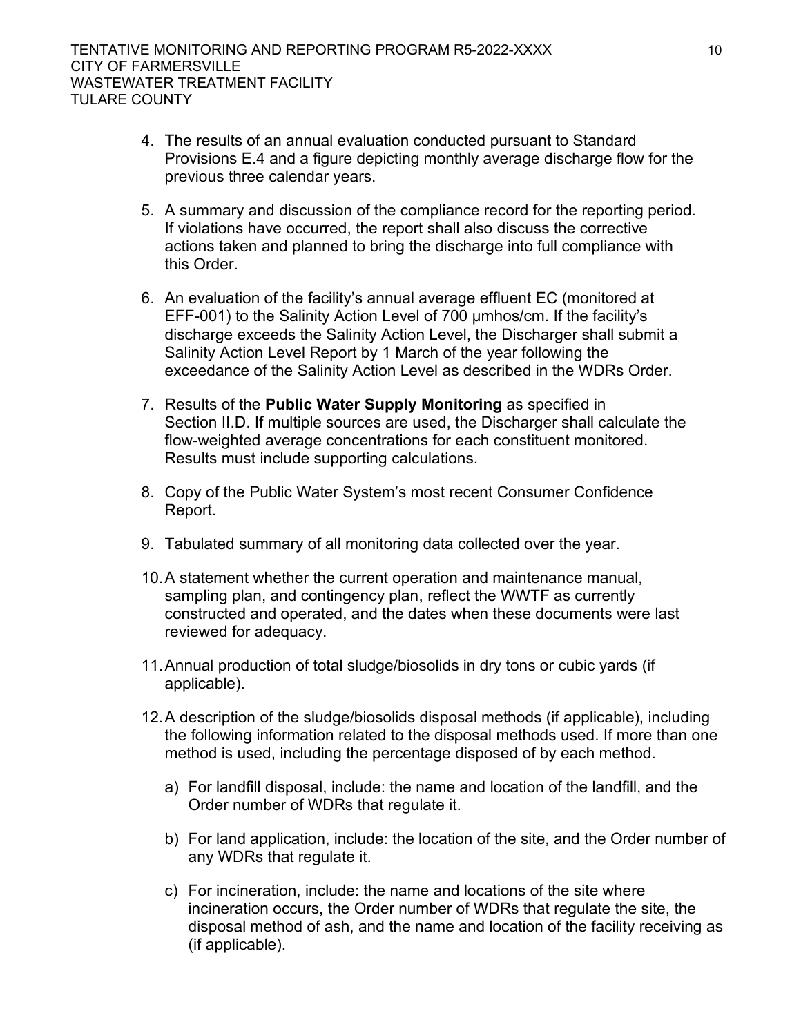4. The results of an annual evaluation conducted pursuant to Standard Provisions E.4 and a figure depicting monthly average discharge flow for the previous three calendar years.

5. A summary and discussion of the compliance record for the reporting period. If violations have occurred, the report shall also discuss the corrective actions taken and planned to bring the discharge into full compliance with this Order.

6. An evaluation of the facility's annual average effluent EC (monitored at EFF-001) to the Salinity Action Level of 700 µmhos/cm. If the facility's discharge exceeds the Salinity Action Level, the Discharger shall submit a Salinity Action Level Report by 1 March of the year following the exceedance of the Salinity Action Level as described in the WDRs Order.

7. Results of the **Public Water Supply Monitoring** as specified in Section II.D. If multiple sources are used, the Discharger shall calculate the flow-weighted average concentrations for each constituent monitored. Results must include supporting calculations.

8. Copy of the Public Water System's most recent Consumer Confidence Report.

9. Tabulated summary of all monitoring data collected over the year.

10. A statement whether the current operation and maintenance manual, sampling plan, and contingency plan, reflect the WWTF as currently constructed and operated, and the dates when these documents were last reviewed for adequacy.

11. Annual production of total sludge/biosolids in dry tons or cubic yards (if applicable).

12. A description of the sludge/biosolids disposal methods (if applicable), including the following information related to the disposal methods used. If more than one method is used, including the percentage disposed of by each method.

    a) For landfill disposal, include: the name and location of the landfill, and the Order number of WDRs that regulate it.

    b) For land application, include: the location of the site, and the Order number of any WDRs that regulate it.

    c) For incineration, include: the name and locations of the site where incineration occurs, the Order number of WDRs that regulate the site, the disposal method of ash, and the name and location of the facility receiving as (if applicable).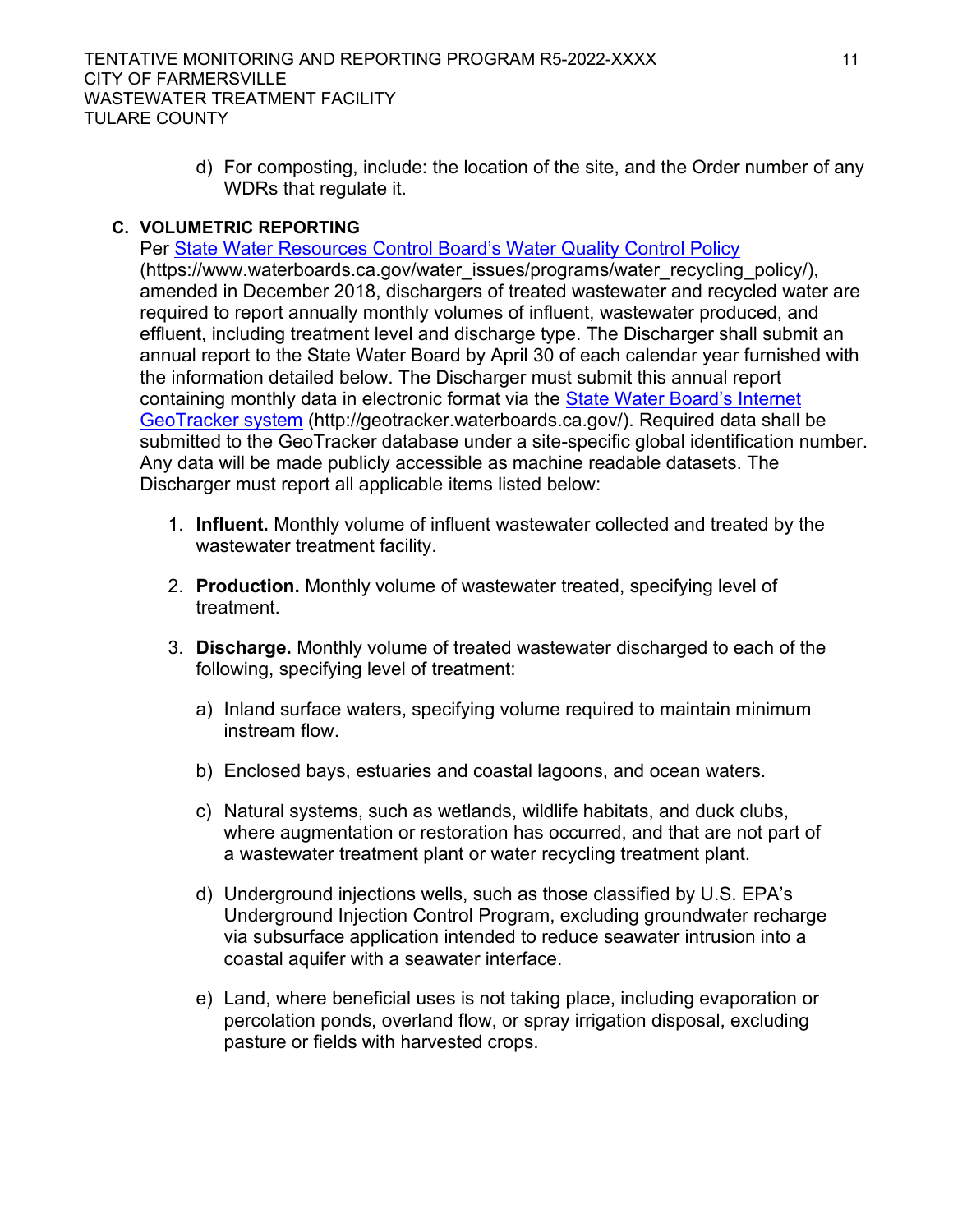d) For composting, include: the location of the site, and the Order number of any WDRs that regulate it.

### C. VOLUMETRIC REPORTING

Per [State Water Resources Control Board's Water Quality Control Policy](https://www.waterboards.ca.gov/water_issues/programs/water_recycling_policy/) (https://www.waterboards.ca.gov/water_issues/programs/water_recycling_policy/), amended in December 2018, dischargers of treated wastewater and recycled water are required to report annually monthly volumes of influent, wastewater produced, and effluent, including treatment level and discharge type. The Discharger shall submit an annual report to the State Water Board by April 30 of each calendar year furnished with the information detailed below. The Discharger must submit this annual report containing monthly data in electronic format via the [State Water Board's Internet GeoTracker system](http://geotracker.waterboards.ca.gov/) (http://geotracker.waterboards.ca.gov/). Required data shall be submitted to the GeoTracker database under a site-specific global identification number. Any data will be made publicly accessible as machine readable datasets. The Discharger must report all applicable items listed below:

1. **Influent.** Monthly volume of influent wastewater collected and treated by the wastewater treatment facility.

2. **Production.** Monthly volume of wastewater treated, specifying level of treatment.

3. **Discharge.** Monthly volume of treated wastewater discharged to each of the following, specifying level of treatment:

   a) Inland surface waters, specifying volume required to maintain minimum instream flow.

   b) Enclosed bays, estuaries and coastal lagoons, and ocean waters.

   c) Natural systems, such as wetlands, wildlife habitats, and duck clubs, where augmentation or restoration has occurred, and that are not part of a wastewater treatment plant or water recycling treatment plant.

   d) Underground injections wells, such as those classified by U.S. EPA's Underground Injection Control Program, excluding groundwater recharge via subsurface application intended to reduce seawater intrusion into a coastal aquifer with a seawater interface.

   e) Land, where beneficial uses is not taking place, including evaporation or percolation ponds, overland flow, or spray irrigation disposal, excluding pasture or fields with harvested crops.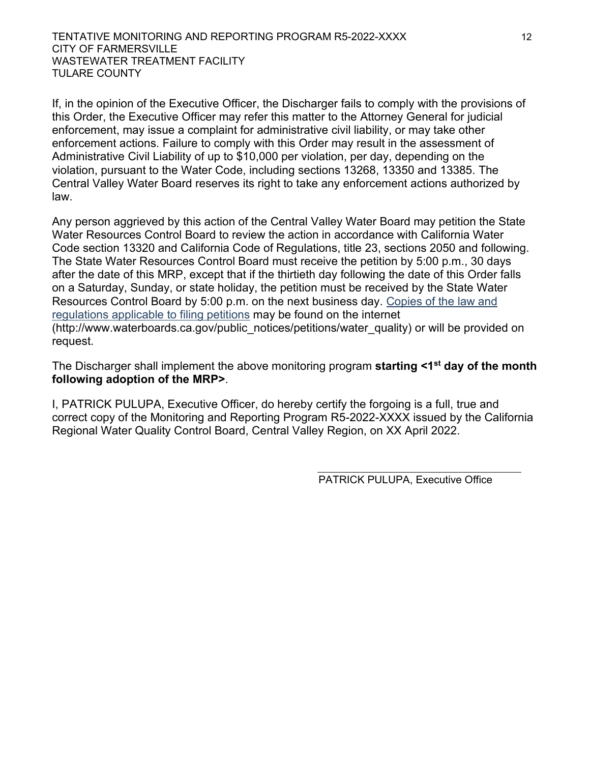If, in the opinion of the Executive Officer, the Discharger fails to comply with the provisions of this Order, the Executive Officer may refer this matter to the Attorney General for judicial enforcement, may issue a complaint for administrative civil liability, or may take other enforcement actions. Failure to comply with this Order may result in the assessment of Administrative Civil Liability of up to $10,000 per violation, per day, depending on the violation, pursuant to the Water Code, including sections 13268, 13350 and 13385. The Central Valley Water Board reserves its right to take any enforcement actions authorized by law.

Any person aggrieved by this action of the Central Valley Water Board may petition the State Water Resources Control Board to review the action in accordance with California Water Code section 13320 and California Code of Regulations, title 23, sections 2050 and following. The State Water Resources Control Board must receive the petition by 5:00 p.m., 30 days after the date of this MRP, except that if the thirtieth day following the date of this Order falls on a Saturday, Sunday, or state holiday, the petition must be received by the State Water Resources Control Board by 5:00 p.m. on the next business day. Copies of the law and regulations applicable to filing petitions may be found on the internet (http://www.waterboards.ca.gov/public_notices/petitions/water_quality) or will be provided on request.

The Discharger shall implement the above monitoring program **starting <1st day of the month following adoption of the MRP>**.

I, PATRICK PULUPA, Executive Officer, do hereby certify the forgoing is a full, true and correct copy of the Monitoring and Reporting Program R5-2022-XXXX issued by the California Regional Water Quality Control Board, Central Valley Region, on XX April 2022.

PATRICK PULUPA, Executive Office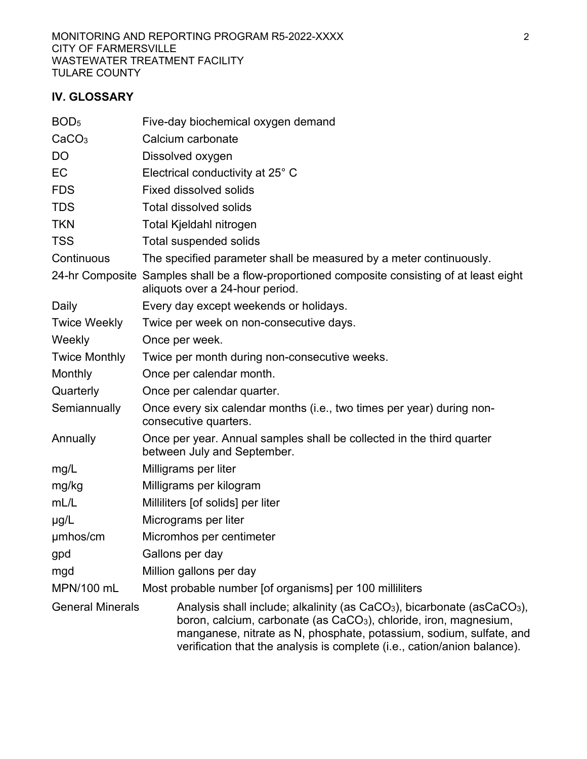## IV. GLOSSARY

| | |
|---|---|
| $BOD_5$ | Five-day biochemical oxygen demand |
| $CaCO_3$ | Calcium carbonate |
| DO | Dissolved oxygen |
| EC | Electrical conductivity at 25° C |
| FDS | Fixed dissolved solids |
| TDS | Total dissolved solids |
| TKN | Total Kjeldahl nitrogen |
| TSS | Total suspended solids |
| Continuous | The specified parameter shall be measured by a meter continuously. |
| 24-hr Composite | Samples shall be a flow-proportioned composite consisting of at least eight aliquots over a 24-hour period. |
| Daily | Every day except weekends or holidays. |
| Twice Weekly | Twice per week on non-consecutive days. |
| Weekly | Once per week. |
| Twice Monthly | Twice per month during non-consecutive weeks. |
| Monthly | Once per calendar month. |
| Quarterly | Once per calendar quarter. |
| Semiannually | Once every six calendar months (i.e., two times per year) during non-consecutive quarters. |
| Annually | Once per year. Annual samples shall be collected in the third quarter between July and September. |
| mg/L | Milligrams per liter |
| mg/kg | Milligrams per kilogram |
| mL/L | Milliliters [of solids] per liter |
| µg/L | Micrograms per liter |
| µmhos/cm | Micromhos per centimeter |
| gpd | Gallons per day |
| mgd | Million gallons per day |
| MPN/100 mL | Most probable number [of organisms] per 100 milliliters |
| General Minerals | Analysis shall include; alkalinity (as $CaCO_3$), bicarbonate (as$CaCO_3$), boron, calcium, carbonate (as $CaCO_3$), chloride, iron, magnesium, manganese, nitrate as N, phosphate, potassium, sodium, sulfate, and verification that the analysis is complete (i.e., cation/anion balance). |